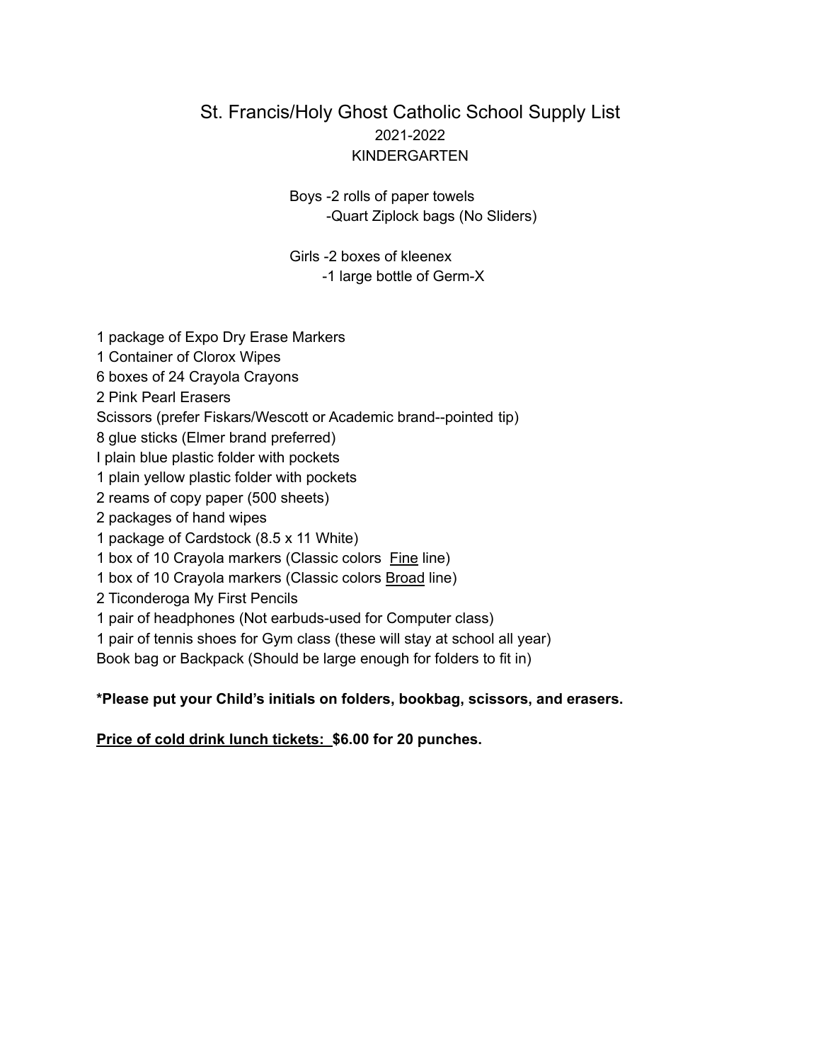# St. Francis/Holy Ghost Catholic School Supply List

## 2021-2022

## KINDERGARTEN

Boys -2 rolls of paper towels
-Quart Ziplock bags (No Sliders)

Girls -2 boxes of kleenex
-1 large bottle of Germ-X

1 package of Expo Dry Erase Markers
1 Container of Clorox Wipes
6 boxes of 24 Crayola Crayons
2 Pink Pearl Erasers
Scissors (prefer Fiskars/Wescott or Academic brand--pointed tip)
8 glue sticks (Elmer brand preferred)
I plain blue plastic folder with pockets
1 plain yellow plastic folder with pockets
2 reams of copy paper (500 sheets)
2 packages of hand wipes
1 package of Cardstock (8.5 x 11 White)
1 box of 10 Crayola markers (Classic colors <u>Fine</u> line)
1 box of 10 Crayola markers (Classic colors <u>Broad</u> line)
2 Ticonderoga My First Pencils
1 pair of headphones (Not earbuds-used for Computer class)
1 pair of tennis shoes for Gym class (these will stay at school all year)
Book bag or Backpack (Should be large enough for folders to fit in)

**\*Please put your Child's initials on folders, bookbag, scissors, and erasers.**

**<u>Price of cold drink lunch tickets:</u> $6.00 for 20 punches.**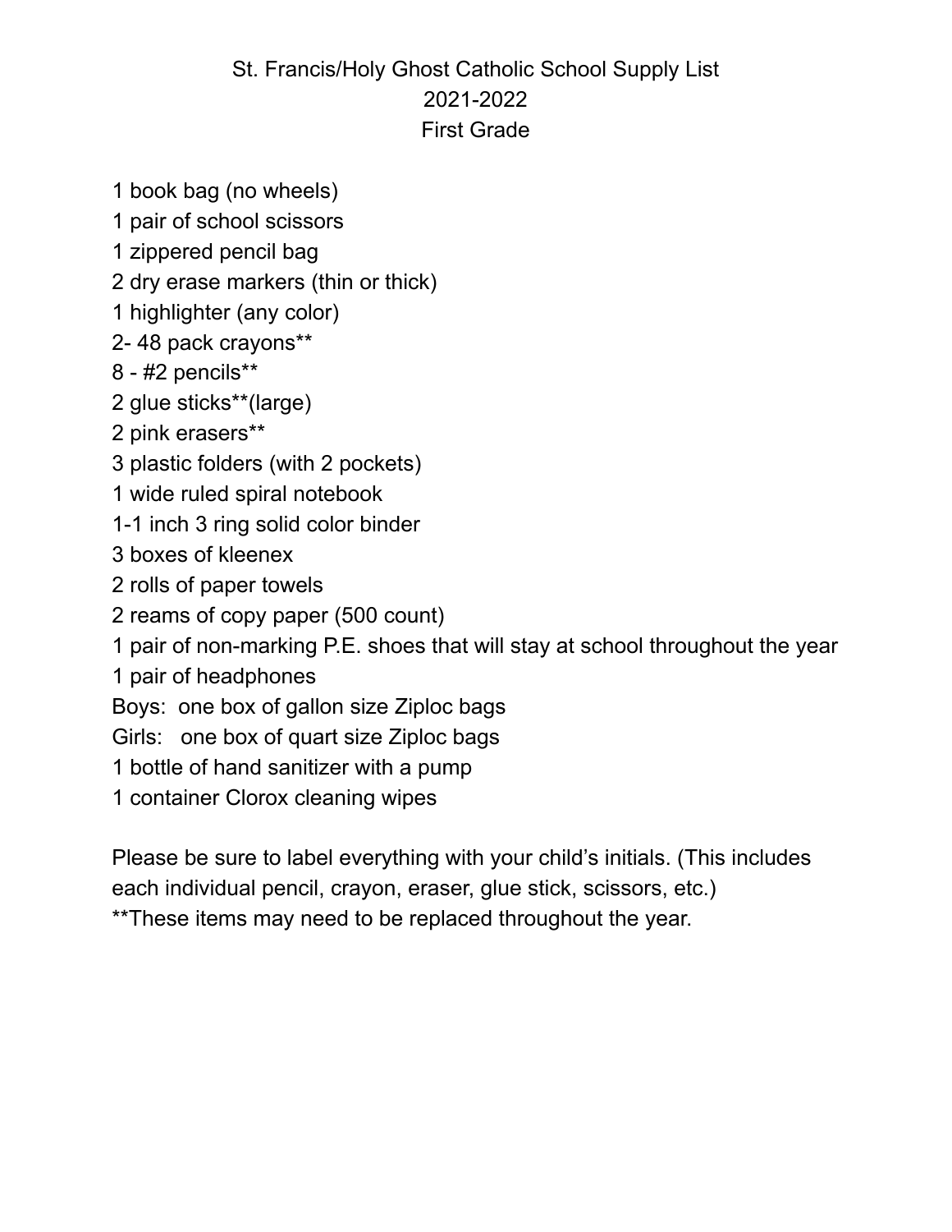# St. Francis/Holy Ghost Catholic School Supply List
## 2021-2022
## First Grade

1 book bag (no wheels)
1 pair of school scissors
1 zippered pencil bag
2 dry erase markers (thin or thick)
1 highlighter (any color)
2- 48 pack crayons**
8 - #2 pencils**
2 glue sticks**(large)
2 pink erasers**
3 plastic folders (with 2 pockets)
1 wide ruled spiral notebook
1-1 inch 3 ring solid color binder
3 boxes of kleenex
2 rolls of paper towels
2 reams of copy paper (500 count)
1 pair of non-marking P.E. shoes that will stay at school throughout the year
1 pair of headphones
Boys: one box of gallon size Ziploc bags
Girls: one box of quart size Ziploc bags
1 bottle of hand sanitizer with a pump
1 container Clorox cleaning wipes

Please be sure to label everything with your child's initials. (This includes each individual pencil, crayon, eraser, glue stick, scissors, etc.)
**These items may need to be replaced throughout the year.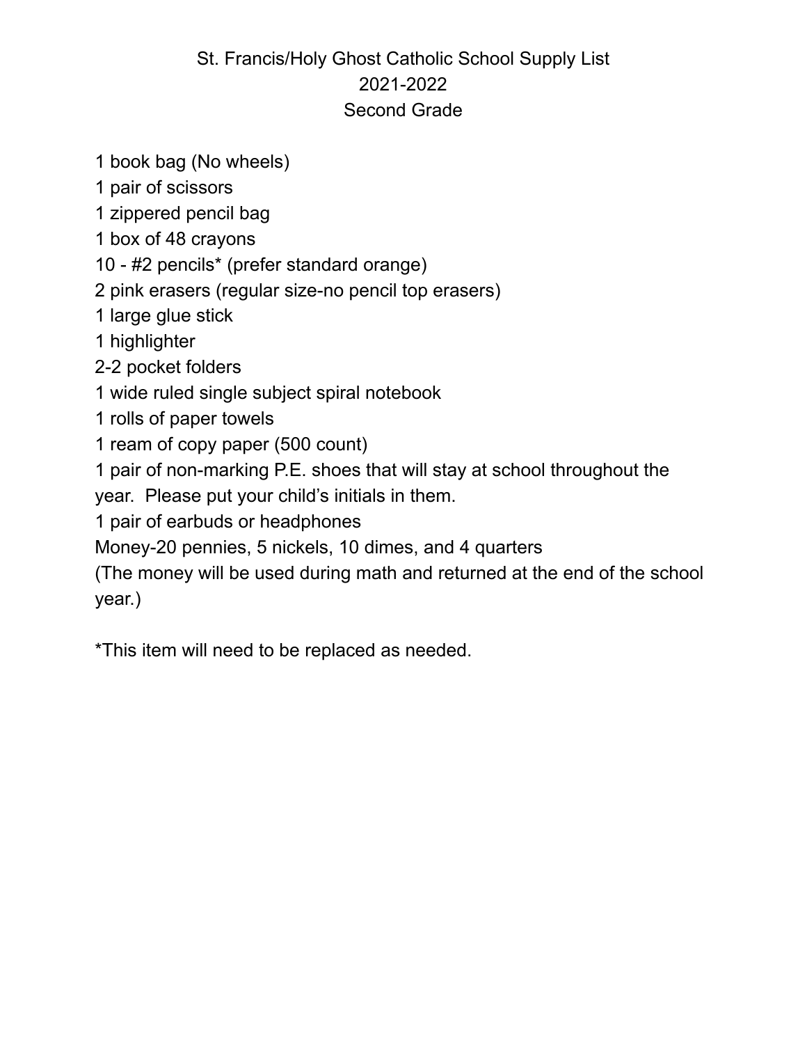# St. Francis/Holy Ghost Catholic School Supply List
## 2021-2022
## Second Grade

1 book bag (No wheels)
1 pair of scissors
1 zippered pencil bag
1 box of 48 crayons
10 - #2 pencils* (prefer standard orange)
2 pink erasers (regular size-no pencil top erasers)
1 large glue stick
1 highlighter
2-2 pocket folders
1 wide ruled single subject spiral notebook
1 rolls of paper towels
1 ream of copy paper (500 count)
1 pair of non-marking P.E. shoes that will stay at school throughout the year. Please put your child's initials in them.
1 pair of earbuds or headphones
Money-20 pennies, 5 nickels, 10 dimes, and 4 quarters
(The money will be used during math and returned at the end of the school year.)

*This item will need to be replaced as needed.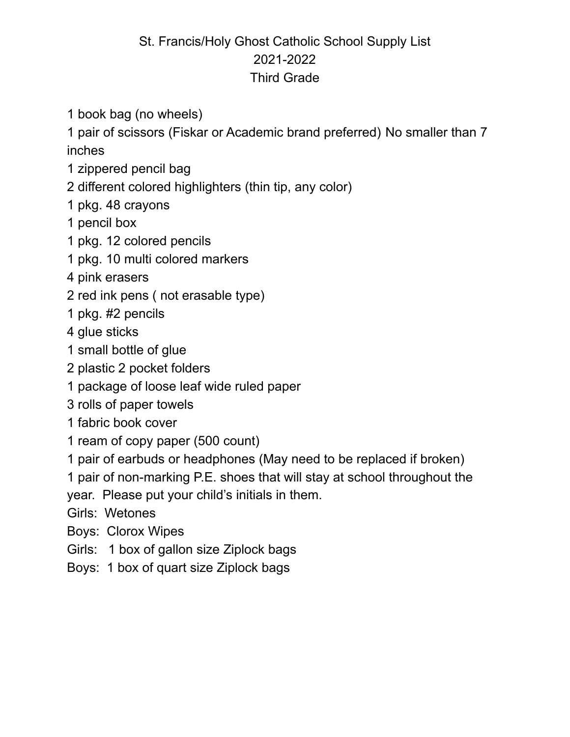# St. Francis/Holy Ghost Catholic School Supply List
## 2021-2022
## Third Grade

1 book bag (no wheels)
1 pair of scissors (Fiskar or Academic brand preferred) No smaller than 7 inches
1 zippered pencil bag
2 different colored highlighters (thin tip, any color)
1 pkg. 48 crayons
1 pencil box
1 pkg. 12 colored pencils
1 pkg. 10 multi colored markers
4 pink erasers
2 red ink pens ( not erasable type)
1 pkg. #2 pencils
4 glue sticks
1 small bottle of glue
2 plastic 2 pocket folders
1 package of loose leaf wide ruled paper
3 rolls of paper towels
1 fabric book cover
1 ream of copy paper (500 count)
1 pair of earbuds or headphones (May need to be replaced if broken)
1 pair of non-marking P.E. shoes that will stay at school throughout the year. Please put your child's initials in them.
Girls: Wetones
Boys: Clorox Wipes
Girls: 1 box of gallon size Ziplock bags
Boys: 1 box of quart size Ziplock bags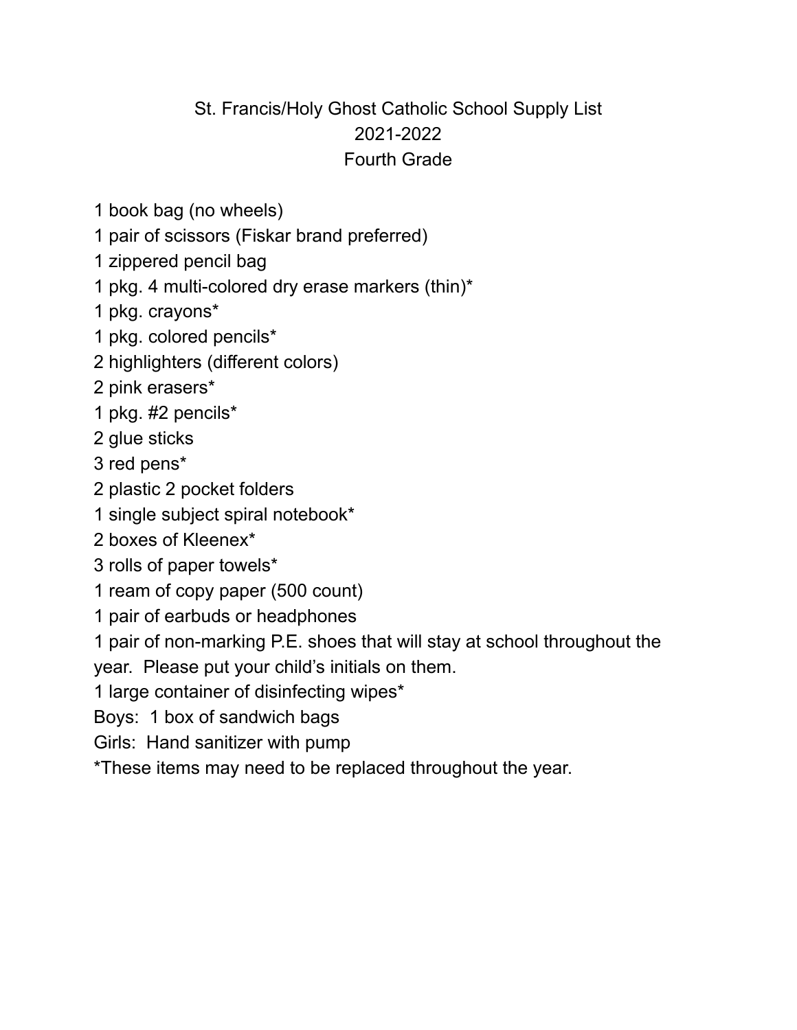# St. Francis/Holy Ghost Catholic School Supply List
## 2021-2022
## Fourth Grade

1 book bag (no wheels)
1 pair of scissors (Fiskar brand preferred)
1 zippered pencil bag
1 pkg. 4 multi-colored dry erase markers (thin)*
1 pkg. crayons*
1 pkg. colored pencils*
2 highlighters (different colors)
2 pink erasers*
1 pkg. #2 pencils*
2 glue sticks
3 red pens*
2 plastic 2 pocket folders
1 single subject spiral notebook*
2 boxes of Kleenex*
3 rolls of paper towels*
1 ream of copy paper (500 count)
1 pair of earbuds or headphones
1 pair of non-marking P.E. shoes that will stay at school throughout the year. Please put your child's initials on them.
1 large container of disinfecting wipes*
Boys: 1 box of sandwich bags
Girls: Hand sanitizer with pump
*These items may need to be replaced throughout the year.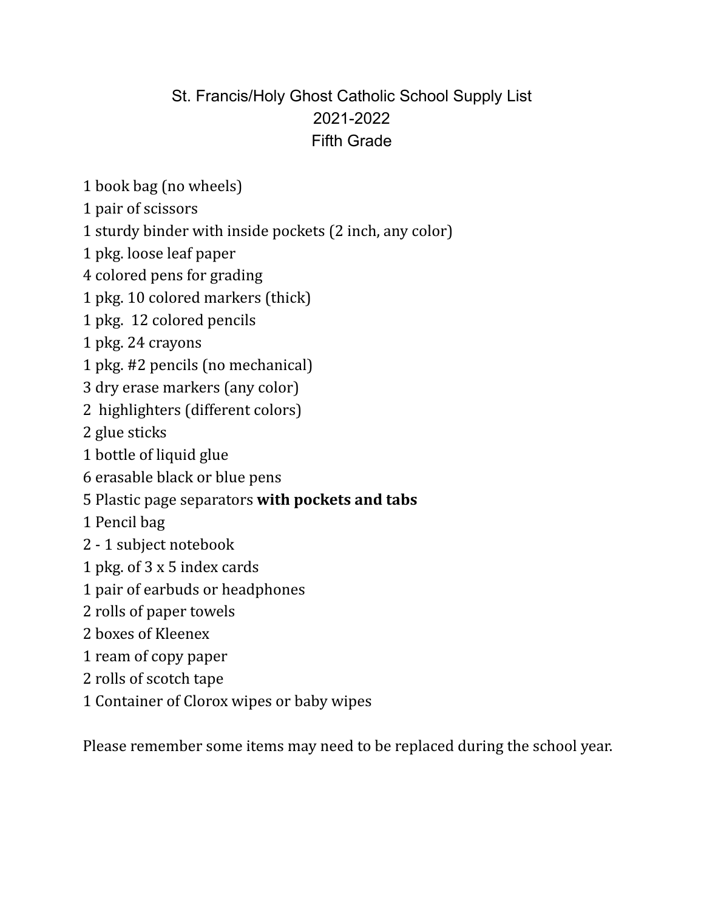# St. Francis/Holy Ghost Catholic School Supply List
## 2021-2022
## Fifth Grade

1 book bag (no wheels)
1 pair of scissors
1 sturdy binder with inside pockets (2 inch, any color)
1 pkg. loose leaf paper
4 colored pens for grading
1 pkg. 10 colored markers (thick)
1 pkg. 12 colored pencils
1 pkg. 24 crayons
1 pkg. #2 pencils (no mechanical)
3 dry erase markers (any color)
2 highlighters (different colors)
2 glue sticks
1 bottle of liquid glue
6 erasable black or blue pens
5 Plastic page separators **with pockets and tabs**
1 Pencil bag
2 - 1 subject notebook
1 pkg. of 3 x 5 index cards
1 pair of earbuds or headphones
2 rolls of paper towels
2 boxes of Kleenex
1 ream of copy paper
2 rolls of scotch tape
1 Container of Clorox wipes or baby wipes

Please remember some items may need to be replaced during the school year.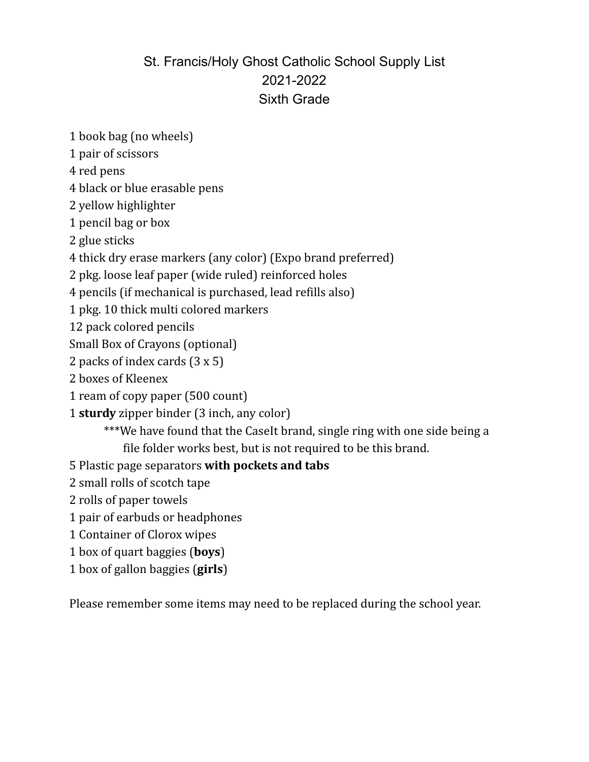# St. Francis/Holy Ghost Catholic School Supply List
## 2021-2022
## Sixth Grade

1 book bag (no wheels)
1 pair of scissors
4 red pens
4 black or blue erasable pens
2 yellow highlighter
1 pencil bag or box
2 glue sticks
4 thick dry erase markers (any color) (Expo brand preferred)
2 pkg. loose leaf paper (wide ruled) reinforced holes
4 pencils (if mechanical is purchased, lead refills also)
1 pkg. 10 thick multi colored markers
12 pack colored pencils
Small Box of Crayons (optional)
2 packs of index cards (3 x 5)
2 boxes of Kleenex
1 ream of copy paper (500 count)
1 **sturdy** zipper binder (3 inch, any color)

> ***We have found that the CaseIt brand, single ring with one side being a file folder works best, but is not required to be this brand.

5 Plastic page separators **with pockets and tabs**
2 small rolls of scotch tape
2 rolls of paper towels
1 pair of earbuds or headphones
1 Container of Clorox wipes
1 box of quart baggies (**boys**)
1 box of gallon baggies (**girls**)

Please remember some items may need to be replaced during the school year.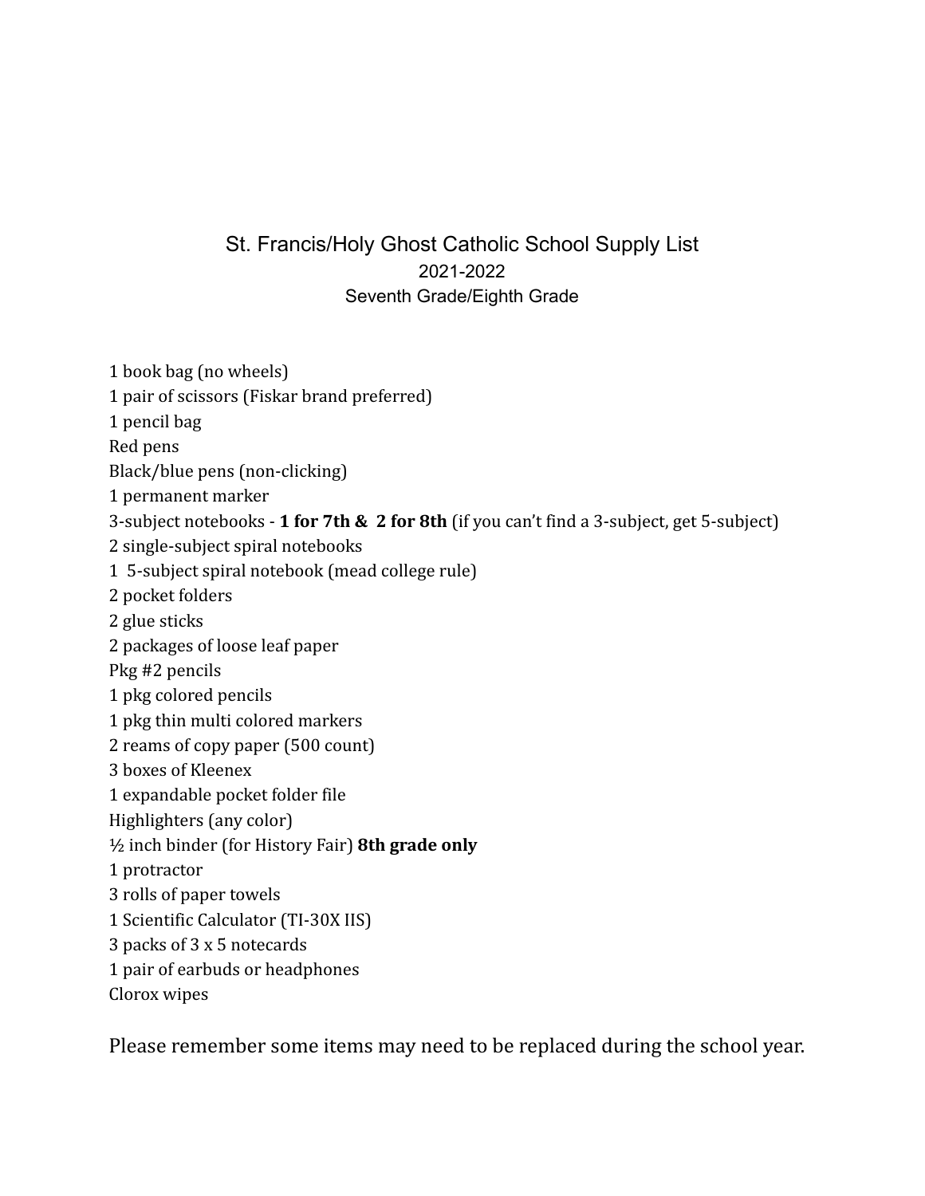# St. Francis/Holy Ghost Catholic School Supply List

2021-2022

Seventh Grade/Eighth Grade

1 book bag (no wheels)
1 pair of scissors (Fiskar brand preferred)
1 pencil bag
Red pens
Black/blue pens (non-clicking)
1 permanent marker
3-subject notebooks - **1 for 7th & 2 for 8th** (if you can't find a 3-subject, get 5-subject)
2 single-subject spiral notebooks
1 5-subject spiral notebook (mead college rule)
2 pocket folders
2 glue sticks
2 packages of loose leaf paper
Pkg #2 pencils
1 pkg colored pencils
1 pkg thin multi colored markers
2 reams of copy paper (500 count)
3 boxes of Kleenex
1 expandable pocket folder file
Highlighters (any color)
½ inch binder (for History Fair) **8th grade only**
1 protractor
3 rolls of paper towels
1 Scientific Calculator (TI-30X IIS)
3 packs of 3 x 5 notecards
1 pair of earbuds or headphones
Clorox wipes

Please remember some items may need to be replaced during the school year.